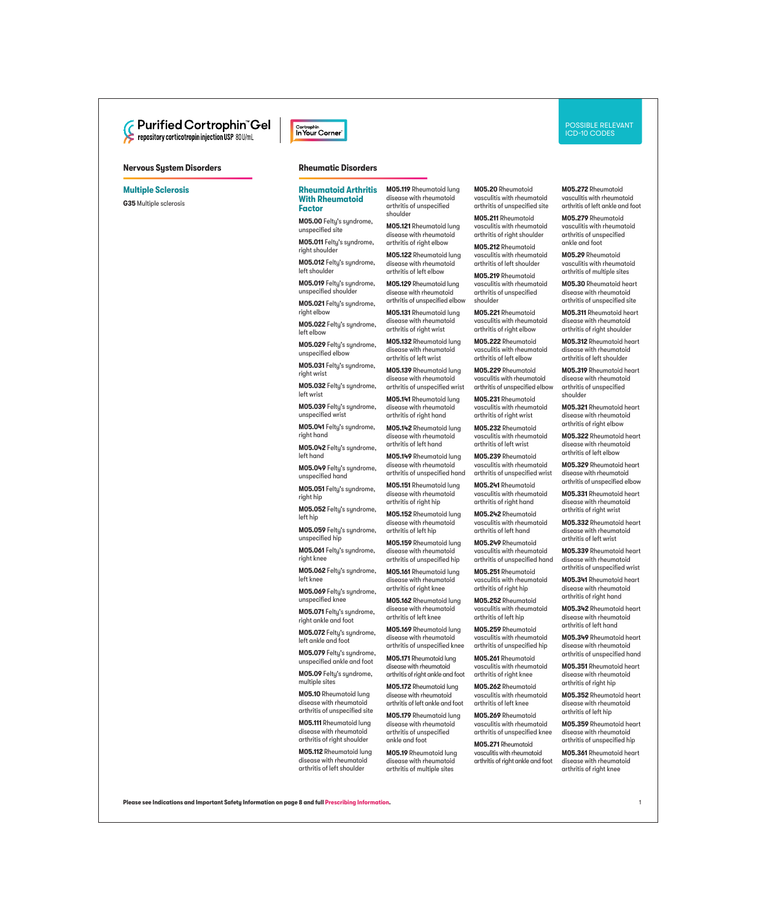Purified Cortrophin™ Gel
repository corticotropin injection USP 80 U/mL

Cortrophin In Your Corner®

POSSIBLE RELEVANT ICD-10 CODES

## Nervous System Disorders

### Multiple Sclerosis

**G35** Multiple sclerosis

## Rheumatic Disorders

### Rheumatoid Arthritis With Rheumatoid Factor

**M05.00** Felty's syndrome, unspecified site

**M05.011** Felty's syndrome, right shoulder

**M05.012** Felty's syndrome, left shoulder

**M05.019** Felty's syndrome, unspecified shoulder

**M05.021** Felty's syndrome, right elbow

**M05.022** Felty's syndrome, left elbow

**M05.029** Felty's syndrome, unspecified elbow

**M05.031** Felty's syndrome, right wrist

**M05.032** Felty's syndrome, left wrist

**M05.039** Felty's syndrome, unspecified wrist

**M05.041** Felty's syndrome, right hand

**M05.042** Felty's syndrome, left hand

**M05.049** Felty's syndrome, unspecified hand

**M05.051** Felty's syndrome, right hip

**M05.052** Felty's syndrome, left hip

**M05.059** Felty's syndrome, unspecified hip

**M05.061** Felty's syndrome, right knee

**M05.062** Felty's syndrome, left knee

**M05.069** Felty's syndrome, unspecified knee

**M05.071** Felty's syndrome, right ankle and foot

**M05.072** Felty's syndrome, left ankle and foot

**M05.079** Felty's syndrome, unspecified ankle and foot

**M05.09** Felty's syndrome, multiple sites

**M05.10** Rheumatoid lung disease with rheumatoid arthritis of unspecified site

**M05.111** Rheumatoid lung disease with rheumatoid arthritis of right shoulder

**M05.112** Rheumatoid lung disease with rheumatoid arthritis of left shoulder

**M05.119** Rheumatoid lung disease with rheumatoid arthritis of unspecified shoulder

**M05.121** Rheumatoid lung disease with rheumatoid arthritis of right elbow

**M05.122** Rheumatoid lung disease with rheumatoid arthritis of left elbow

**M05.129** Rheumatoid lung disease with rheumatoid arthritis of unspecified elbow

**M05.131** Rheumatoid lung disease with rheumatoid arthritis of right wrist

**M05.132** Rheumatoid lung disease with rheumatoid arthritis of left wrist

**M05.139** Rheumatoid lung disease with rheumatoid arthritis of unspecified wrist

**M05.141** Rheumatoid lung disease with rheumatoid arthritis of right hand

**M05.142** Rheumatoid lung disease with rheumatoid arthritis of left hand

**M05.149** Rheumatoid lung disease with rheumatoid arthritis of unspecified hand

**M05.151** Rheumatoid lung disease with rheumatoid arthritis of right hip

**M05.152** Rheumatoid lung disease with rheumatoid arthritis of left hip

**M05.159** Rheumatoid lung disease with rheumatoid arthritis of unspecified hip

**M05.161** Rheumatoid lung disease with rheumatoid arthritis of right knee

**M05.162** Rheumatoid lung disease with rheumatoid arthritis of left knee

**M05.169** Rheumatoid lung disease with rheumatoid arthritis of unspecified knee

**M05.171** Rheumatoid lung disease with rheumatoid arthritis of right ankle and foot

**M05.172** Rheumatoid lung disease with rheumatoid arthritis of left ankle and foot

**M05.179** Rheumatoid lung disease with rheumatoid arthritis of unspecified ankle and foot

**M05.19** Rheumatoid lung disease with rheumatoid arthritis of multiple sites

**M05.20** Rheumatoid vasculitis with rheumatoid arthritis of unspecified site

**M05.211** Rheumatoid vasculitis with rheumatoid arthritis of right shoulder

**M05.212** Rheumatoid vasculitis with rheumatoid arthritis of left shoulder

**M05.219** Rheumatoid vasculitis with rheumatoid arthritis of unspecified shoulder

**M05.221** Rheumatoid vasculitis with rheumatoid arthritis of right elbow

**M05.222** Rheumatoid vasculitis with rheumatoid arthritis of left elbow

**M05.229** Rheumatoid vasculitis with rheumatoid arthritis of unspecified elbow

**M05.231** Rheumatoid vasculitis with rheumatoid arthritis of right wrist

**M05.232** Rheumatoid vasculitis with rheumatoid arthritis of left wrist

**M05.239** Rheumatoid vasculitis with rheumatoid arthritis of unspecified wrist

**M05.241** Rheumatoid vasculitis with rheumatoid arthritis of right hand

**M05.242** Rheumatoid vasculitis with rheumatoid arthritis of left hand

**M05.249** Rheumatoid vasculitis with rheumatoid arthritis of unspecified hand

**M05.251** Rheumatoid vasculitis with rheumatoid arthritis of right hip

**M05.252** Rheumatoid vasculitis with rheumatoid arthritis of left hip

**M05.259** Rheumatoid vasculitis with rheumatoid arthritis of unspecified hip

**M05.261** Rheumatoid vasculitis with rheumatoid arthritis of right knee

**M05.262** Rheumatoid vasculitis with rheumatoid arthritis of left knee

**M05.269** Rheumatoid vasculitis with rheumatoid arthritis of unspecified knee

**M05.271** Rheumatoid vasculitis with rheumatoid arthritis of right ankle and foot

**M05.272** Rheumatoid vasculitis with rheumatoid arthritis of left ankle and foot

**M05.279** Rheumatoid vasculitis with rheumatoid arthritis of unspecified ankle and foot

**M05.29** Rheumatoid vasculitis with rheumatoid arthritis of multiple sites

**M05.30** Rheumatoid heart disease with rheumatoid arthritis of unspecified site

**M05.311** Rheumatoid heart disease with rheumatoid arthritis of right shoulder

**M05.312** Rheumatoid heart disease with rheumatoid arthritis of left shoulder

**M05.319** Rheumatoid heart disease with rheumatoid arthritis of unspecified shoulder

**M05.321** Rheumatoid heart disease with rheumatoid arthritis of right elbow

**M05.322** Rheumatoid heart disease with rheumatoid arthritis of left elbow

**M05.329** Rheumatoid heart disease with rheumatoid arthritis of unspecified elbow

**M05.331** Rheumatoid heart disease with rheumatoid arthritis of right wrist

**M05.332** Rheumatoid heart disease with rheumatoid arthritis of left wrist

**M05.339** Rheumatoid heart disease with rheumatoid arthritis of unspecified wrist

**M05.341** Rheumatoid heart disease with rheumatoid arthritis of right hand

**M05.342** Rheumatoid heart disease with rheumatoid arthritis of left hand

**M05.349** Rheumatoid heart disease with rheumatoid arthritis of unspecified hand

**M05.351** Rheumatoid heart disease with rheumatoid arthritis of right hip

**M05.352** Rheumatoid heart disease with rheumatoid arthritis of left hip

**M05.359** Rheumatoid heart disease with rheumatoid arthritis of unspecified hip

**M05.361** Rheumatoid heart disease with rheumatoid arthritis of right knee

**Please see Indications and Important Safety Information on page 8 and full Prescribing Information.**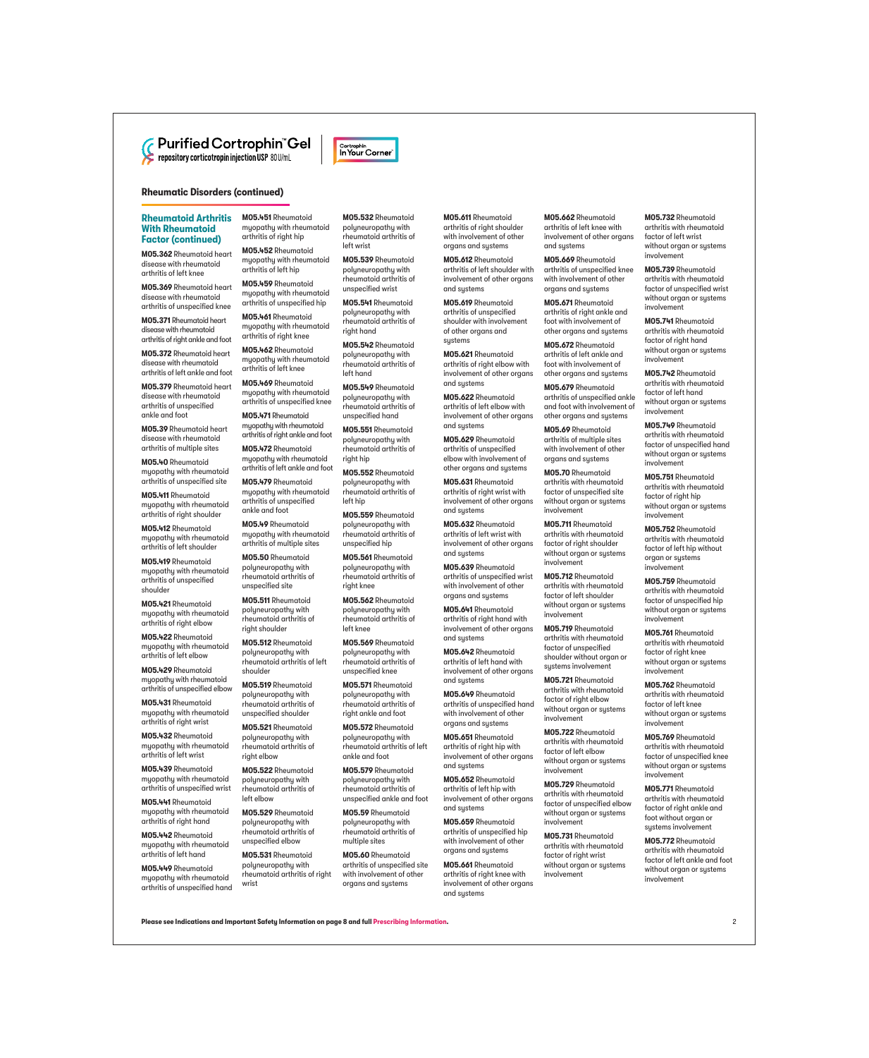Purified Cortrophin™ Gel
repository corticotropin injection USP 80 U/mL

Cortrophin In Your Corner®

## Rheumatic Disorders (continued)

### Rheumatoid Arthritis With Rheumatoid Factor (continued)

**M05.362** Rheumatoid heart disease with rheumatoid arthritis of left knee

**M05.369** Rheumatoid heart disease with rheumatoid arthritis of unspecified knee

**M05.371** Rheumatoid heart disease with rheumatoid arthritis of right ankle and foot

**M05.372** Rheumatoid heart disease with rheumatoid arthritis of left ankle and foot

**M05.379** Rheumatoid heart disease with rheumatoid arthritis of unspecified ankle and foot

**M05.39** Rheumatoid heart disease with rheumatoid arthritis of multiple sites

**M05.40** Rheumatoid myopathy with rheumatoid arthritis of unspecified site

**M05.411** Rheumatoid myopathy with rheumatoid arthritis of right shoulder

**M05.412** Rheumatoid myopathy with rheumatoid arthritis of left shoulder

**M05.419** Rheumatoid myopathy with rheumatoid arthritis of unspecified shoulder

**M05.421** Rheumatoid myopathy with rheumatoid arthritis of right elbow

**M05.422** Rheumatoid myopathy with rheumatoid arthritis of left elbow

**M05.429** Rheumatoid myopathy with rheumatoid arthritis of unspecified elbow

**M05.431** Rheumatoid myopathy with rheumatoid arthritis of right wrist

**M05.432** Rheumatoid myopathy with rheumatoid arthritis of left wrist

**M05.439** Rheumatoid myopathy with rheumatoid arthritis of unspecified wrist

**M05.441** Rheumatoid myopathy with rheumatoid arthritis of right hand

**M05.442** Rheumatoid myopathy with rheumatoid arthritis of left hand

**M05.449** Rheumatoid myopathy with rheumatoid arthritis of unspecified hand

**M05.451** Rheumatoid myopathy with rheumatoid arthritis of right hip

**M05.452** Rheumatoid myopathy with rheumatoid arthritis of left hip

**M05.459** Rheumatoid myopathy with rheumatoid arthritis of unspecified hip

**M05.461** Rheumatoid myopathy with rheumatoid arthritis of right knee

**M05.462** Rheumatoid myopathy with rheumatoid arthritis of left knee

**M05.469** Rheumatoid myopathy with rheumatoid arthritis of unspecified knee

**M05.471** Rheumatoid myopathy with rheumatoid arthritis of right ankle and foot

**M05.472** Rheumatoid myopathy with rheumatoid arthritis of left ankle and foot

**M05.479** Rheumatoid myopathy with rheumatoid arthritis of unspecified ankle and foot

**M05.49** Rheumatoid myopathy with rheumatoid arthritis of multiple sites

**M05.50** Rheumatoid polyneuropathy with rheumatoid arthritis of unspecified site

**M05.511** Rheumatoid polyneuropathy with rheumatoid arthritis of right shoulder

**M05.512** Rheumatoid polyneuropathy with rheumatoid arthritis of left shoulder

**M05.519** Rheumatoid polyneuropathy with rheumatoid arthritis of unspecified shoulder

**M05.521** Rheumatoid polyneuropathy with rheumatoid arthritis of right elbow

**M05.522** Rheumatoid polyneuropathy with rheumatoid arthritis of left elbow

**M05.529** Rheumatoid polyneuropathy with rheumatoid arthritis of unspecified elbow

**M05.531** Rheumatoid polyneuropathy with rheumatoid arthritis of right wrist

**M05.532** Rheumatoid polyneuropathy with rheumatoid arthritis of left wrist

**M05.539** Rheumatoid polyneuropathy with rheumatoid arthritis of unspecified wrist

**M05.541** Rheumatoid polyneuropathy with rheumatoid arthritis of right hand

**M05.542** Rheumatoid polyneuropathy with rheumatoid arthritis of left hand

**M05.549** Rheumatoid polyneuropathy with rheumatoid arthritis of unspecified hand

**M05.551** Rheumatoid polyneuropathy with rheumatoid arthritis of right hip

**M05.552** Rheumatoid polyneuropathy with rheumatoid arthritis of left hip

**M05.559** Rheumatoid polyneuropathy with rheumatoid arthritis of unspecified hip

**M05.561** Rheumatoid polyneuropathy with rheumatoid arthritis of right knee

**M05.562** Rheumatoid polyneuropathy with rheumatoid arthritis of left knee

**M05.569** Rheumatoid polyneuropathy with rheumatoid arthritis of unspecified knee

**M05.571** Rheumatoid polyneuropathy with rheumatoid arthritis of right ankle and foot

**M05.572** Rheumatoid polyneuropathy with rheumatoid arthritis of left ankle and foot

**M05.579** Rheumatoid polyneuropathy with rheumatoid arthritis of unspecified ankle and foot

**M05.59** Rheumatoid polyneuropathy with rheumatoid arthritis of multiple sites

**M05.60** Rheumatoid arthritis of unspecified site with involvement of other organs and systems

**M05.611** Rheumatoid arthritis of right shoulder with involvement of other organs and systems

**M05.612** Rheumatoid arthritis of left shoulder with involvement of other organs and systems

**M05.619** Rheumatoid arthritis of unspecified shoulder with involvement of other organs and systems

**M05.621** Rheumatoid arthritis of right elbow with involvement of other organs and systems

**M05.622** Rheumatoid arthritis of left elbow with involvement of other organs and systems

**M05.629** Rheumatoid arthritis of unspecified elbow with involvement of other organs and systems

**M05.631** Rheumatoid arthritis of right wrist with involvement of other organs and systems

**M05.632** Rheumatoid arthritis of left wrist with involvement of other organs and systems

**M05.639** Rheumatoid arthritis of unspecified wrist with involvement of other organs and systems

**M05.641** Rheumatoid arthritis of right hand with involvement of other organs and systems

**M05.642** Rheumatoid arthritis of left hand with involvement of other organs and systems

**M05.649** Rheumatoid arthritis of unspecified hand with involvement of other organs and systems

**M05.651** Rheumatoid arthritis of right hip with involvement of other organs and systems

**M05.652** Rheumatoid arthritis of left hip with involvement of other organs and systems

**M05.659** Rheumatoid arthritis of unspecified hip with involvement of other organs and systems

**M05.661** Rheumatoid arthritis of right knee with involvement of other organs and systems

**M05.662** Rheumatoid arthritis of left knee with involvement of other organs and systems

**M05.669** Rheumatoid arthritis of unspecified knee with involvement of other organs and systems

**M05.671** Rheumatoid arthritis of right ankle and foot with involvement of other organs and systems

**M05.672** Rheumatoid arthritis of left ankle and foot with involvement of other organs and systems

**M05.679** Rheumatoid arthritis of unspecified ankle and foot with involvement of other organs and systems

**M05.69** Rheumatoid arthritis of multiple sites with involvement of other organs and systems

**M05.70** Rheumatoid arthritis with rheumatoid factor of unspecified site without organ or systems involvement

**M05.711** Rheumatoid arthritis with rheumatoid factor of right shoulder without organ or systems involvement

**M05.712** Rheumatoid arthritis with rheumatoid factor of left shoulder without organ or systems involvement

**M05.719** Rheumatoid arthritis with rheumatoid factor of unspecified shoulder without organ or systems involvement

**M05.721** Rheumatoid arthritis with rheumatoid factor of right elbow without organ or systems involvement

**M05.722** Rheumatoid arthritis with rheumatoid factor of left elbow without organ or systems involvement

**M05.729** Rheumatoid arthritis with rheumatoid factor of unspecified elbow without organ or systems involvement

**M05.731** Rheumatoid arthritis with rheumatoid factor of right wrist without organ or systems involvement

**M05.732** Rheumatoid arthritis with rheumatoid factor of left wrist without organ or systems involvement

**M05.739** Rheumatoid arthritis with rheumatoid factor of unspecified wrist without organ or systems involvement

**M05.741** Rheumatoid arthritis with rheumatoid factor of right hand without organ or systems involvement

**M05.742** Rheumatoid arthritis with rheumatoid factor of left hand without organ or systems involvement

**M05.749** Rheumatoid arthritis with rheumatoid factor of unspecified hand without organ or systems involvement

**M05.751** Rheumatoid arthritis with rheumatoid factor of right hip without organ or systems involvement

**M05.752** Rheumatoid arthritis with rheumatoid factor of left hip without organ or systems involvement

**M05.759** Rheumatoid arthritis with rheumatoid factor of unspecified hip without organ or systems involvement

**M05.761** Rheumatoid arthritis with rheumatoid factor of right knee without organ or systems involvement

**M05.762** Rheumatoid arthritis with rheumatoid factor of left knee without organ or systems involvement

**M05.769** Rheumatoid arthritis with rheumatoid factor of unspecified knee without organ or systems involvement

**M05.771** Rheumatoid arthritis with rheumatoid factor of right ankle and foot without organ or systems involvement

**M05.772** Rheumatoid arthritis with rheumatoid factor of left ankle and foot without organ or systems involvement

**Please see Indications and Important Safety Information on page 8 and full Prescribing Information.**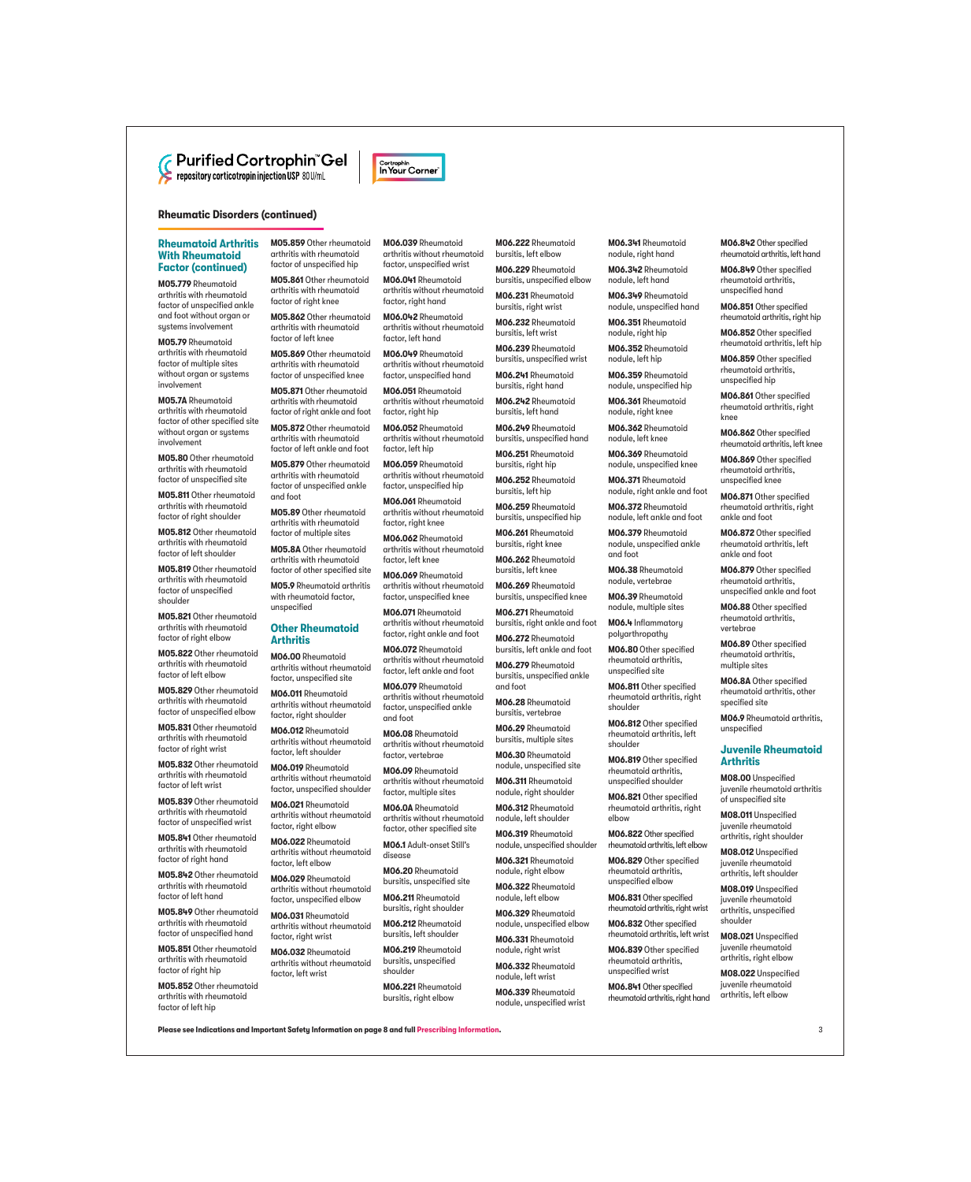Purified Cortrophin™ Gel
repository corticotropin injection USP 80 U/mL

Cortrophin In Your Corner

## Rheumatic Disorders (continued)

### Rheumatoid Arthritis With Rheumatoid Factor (continued)

**M05.779** Rheumatoid arthritis with rheumatoid factor of unspecified ankle and foot without organ or systems involvement

**M05.79** Rheumatoid arthritis with rheumatoid factor of multiple sites without organ or systems involvement

**M05.7A** Rheumatoid arthritis with rheumatoid factor of other specified site without organ or systems involvement

**M05.80** Other rheumatoid arthritis with rheumatoid factor of unspecified site

**M05.811** Other rheumatoid arthritis with rheumatoid factor of right shoulder

**M05.812** Other rheumatoid arthritis with rheumatoid factor of left shoulder

**M05.819** Other rheumatoid arthritis with rheumatoid factor of unspecified shoulder

**M05.821** Other rheumatoid arthritis with rheumatoid factor of right elbow

**M05.822** Other rheumatoid arthritis with rheumatoid factor of left elbow

**M05.829** Other rheumatoid arthritis with rheumatoid factor of unspecified elbow

**M05.831** Other rheumatoid arthritis with rheumatoid factor of right wrist

**M05.832** Other rheumatoid arthritis with rheumatoid factor of left wrist

**M05.839** Other rheumatoid arthritis with rheumatoid factor of unspecified wrist

**M05.841** Other rheumatoid arthritis with rheumatoid factor of right hand

**M05.842** Other rheumatoid arthritis with rheumatoid factor of left hand

**M05.849** Other rheumatoid arthritis with rheumatoid factor of unspecified hand

**M05.851** Other rheumatoid arthritis with rheumatoid factor of right hip

**M05.852** Other rheumatoid arthritis with rheumatoid factor of left hip

**M05.859** Other rheumatoid arthritis with rheumatoid factor of unspecified hip

**M05.861** Other rheumatoid arthritis with rheumatoid factor of right knee

**M05.862** Other rheumatoid arthritis with rheumatoid factor of left knee

**M05.869** Other rheumatoid arthritis with rheumatoid factor of unspecified knee

**M05.871** Other rheumatoid arthritis with rheumatoid factor of right ankle and foot

**M05.872** Other rheumatoid arthritis with rheumatoid factor of left ankle and foot

**M05.879** Other rheumatoid arthritis with rheumatoid factor of unspecified ankle and foot

**M05.89** Other rheumatoid arthritis with rheumatoid factor of multiple sites

**M05.8A** Other rheumatoid arthritis with rheumatoid factor of other specified site

**M05.9** Rheumatoid arthritis with rheumatoid factor, unspecified

### Other Rheumatoid Arthritis

**M06.00** Rheumatoid arthritis without rheumatoid factor, unspecified site

**M06.011** Rheumatoid arthritis without rheumatoid factor, right shoulder

**M06.012** Rheumatoid arthritis without rheumatoid factor, left shoulder

**M06.019** Rheumatoid arthritis without rheumatoid factor, unspecified shoulder

**M06.021** Rheumatoid arthritis without rheumatoid factor, right elbow

**M06.022** Rheumatoid arthritis without rheumatoid factor, left elbow

**M06.029** Rheumatoid arthritis without rheumatoid factor, unspecified elbow

**M06.031** Rheumatoid arthritis without rheumatoid factor, right wrist

**M06.032** Rheumatoid arthritis without rheumatoid factor, left wrist

**M06.039** Rheumatoid arthritis without rheumatoid factor, unspecified wrist

**M06.041** Rheumatoid arthritis without rheumatoid factor, right hand

**M06.042** Rheumatoid arthritis without rheumatoid factor, left hand

**M06.049** Rheumatoid arthritis without rheumatoid factor, unspecified hand

**M06.051** Rheumatoid arthritis without rheumatoid factor, right hip

**M06.052** Rheumatoid arthritis without rheumatoid factor, left hip

**M06.059** Rheumatoid arthritis without rheumatoid factor, unspecified hip

**M06.061** Rheumatoid arthritis without rheumatoid factor, right knee

**M06.062** Rheumatoid arthritis without rheumatoid factor, left knee

**M06.069** Rheumatoid arthritis without rheumatoid factor, unspecified knee

**M06.071** Rheumatoid arthritis without rheumatoid factor, right ankle and foot

**M06.072** Rheumatoid arthritis without rheumatoid factor, left ankle and foot

**M06.079** Rheumatoid arthritis without rheumatoid factor, unspecified ankle and foot

**M06.08** Rheumatoid arthritis without rheumatoid factor, vertebrae

**M06.09** Rheumatoid arthritis without rheumatoid factor, multiple sites

**M06.0A** Rheumatoid arthritis without rheumatoid factor, other specified site

**M06.1** Adult-onset Still's disease

**M06.20** Rheumatoid bursitis, unspecified site

**M06.211** Rheumatoid bursitis, right shoulder

**M06.212** Rheumatoid bursitis, left shoulder

**M06.219** Rheumatoid bursitis, unspecified shoulder

**M06.221** Rheumatoid bursitis, right elbow

**M06.222** Rheumatoid bursitis, left elbow

**M06.229** Rheumatoid bursitis, unspecified elbow

**M06.231** Rheumatoid bursitis, right wrist

**M06.232** Rheumatoid bursitis, left wrist

**M06.239** Rheumatoid bursitis, unspecified wrist

**M06.241** Rheumatoid bursitis, right hand

**M06.242** Rheumatoid bursitis, left hand

**M06.249** Rheumatoid bursitis, unspecified hand

**M06.251** Rheumatoid bursitis, right hip

**M06.252** Rheumatoid bursitis, left hip

**M06.259** Rheumatoid bursitis, unspecified hip

**M06.261** Rheumatoid bursitis, right knee

**M06.262** Rheumatoid bursitis, left knee

**M06.269** Rheumatoid bursitis, unspecified knee

**M06.271** Rheumatoid bursitis, right ankle and foot

**M06.272** Rheumatoid bursitis, left ankle and foot

**M06.279** Rheumatoid bursitis, unspecified ankle and foot

**M06.28** Rheumatoid bursitis, vertebrae

**M06.29** Rheumatoid bursitis, multiple sites

**M06.30** Rheumatoid nodule, unspecified site

**M06.311** Rheumatoid nodule, right shoulder

**M06.312** Rheumatoid nodule, left shoulder

**M06.319** Rheumatoid nodule, unspecified shoulder

**M06.321** Rheumatoid nodule, right elbow

**M06.322** Rheumatoid nodule, left elbow

**M06.329** Rheumatoid nodule, unspecified elbow

**M06.331** Rheumatoid nodule, right wrist

**M06.332** Rheumatoid nodule, left wrist

**M06.339** Rheumatoid nodule, unspecified wrist

**M06.341** Rheumatoid nodule, right hand

**M06.342** Rheumatoid nodule, left hand

**M06.349** Rheumatoid nodule, unspecified hand

**M06.351** Rheumatoid nodule, right hip

**M06.352** Rheumatoid nodule, left hip

**M06.359** Rheumatoid nodule, unspecified hip

**M06.361** Rheumatoid nodule, right knee

**M06.362** Rheumatoid nodule, left knee

**M06.369** Rheumatoid nodule, unspecified knee

**M06.371** Rheumatoid nodule, right ankle and foot

**M06.372** Rheumatoid nodule, left ankle and foot

**M06.379** Rheumatoid nodule, unspecified ankle and foot

**M06.38** Rheumatoid nodule, vertebrae

**M06.39** Rheumatoid nodule, multiple sites

**M06.4** Inflammatory polyarthropathy

**M06.80** Other specified rheumatoid arthritis, unspecified site

**M06.811** Other specified rheumatoid arthritis, right shoulder

**M06.812** Other specified rheumatoid arthritis, left shoulder

**M06.819** Other specified rheumatoid arthritis, unspecified shoulder

**M06.821** Other specified rheumatoid arthritis, right elbow

**M06.822** Other specified rheumatoid arthritis, left elbow

**M06.829** Other specified rheumatoid arthritis, unspecified elbow

**M06.831** Other specified rheumatoid arthritis, right wrist

**M06.832** Other specified rheumatoid arthritis, left wrist

**M06.839** Other specified rheumatoid arthritis, unspecified wrist

**M06.841** Other specified rheumatoid arthritis, right hand

**M06.842** Other specified rheumatoid arthritis, left hand

**M06.849** Other specified rheumatoid arthritis, unspecified hand

**M06.851** Other specified rheumatoid arthritis, right hip

**M06.852** Other specified rheumatoid arthritis, left hip

**M06.859** Other specified rheumatoid arthritis, unspecified hip

**M06.861** Other specified rheumatoid arthritis, right knee

**M06.862** Other specified rheumatoid arthritis, left knee

**M06.869** Other specified rheumatoid arthritis, unspecified knee

**M06.871** Other specified rheumatoid arthritis, right ankle and foot

**M06.872** Other specified rheumatoid arthritis, left ankle and foot

**M06.879** Other specified rheumatoid arthritis, unspecified ankle and foot

**M06.88** Other specified rheumatoid arthritis, vertebrae

**M06.89** Other specified rheumatoid arthritis, multiple sites

**M06.8A** Other specified rheumatoid arthritis, other specified site

**M06.9** Rheumatoid arthritis, unspecified

### Juvenile Rheumatoid Arthritis

**M08.00** Unspecified juvenile rheumatoid arthritis of unspecified site

**M08.011** Unspecified juvenile rheumatoid arthritis, right shoulder

**M08.012** Unspecified juvenile rheumatoid arthritis, left shoulder

**M08.019** Unspecified juvenile rheumatoid arthritis, unspecified shoulder

**M08.021** Unspecified juvenile rheumatoid arthritis, right elbow

**M08.022** Unspecified juvenile rheumatoid arthritis, left elbow

**Please see Indications and Important Safety Information on page 8 and full Prescribing Information.**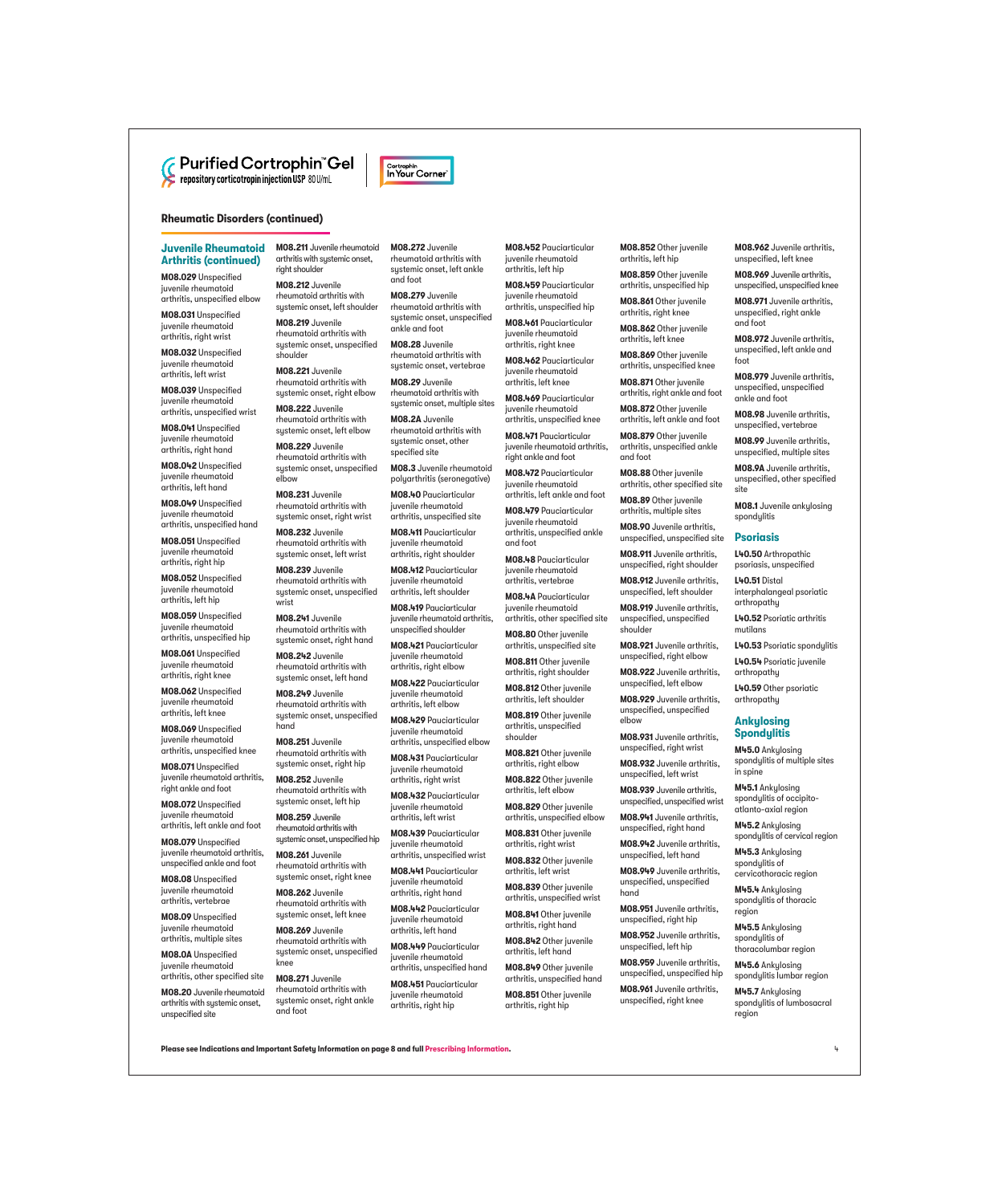Purified Cortrophin™ Gel
repository corticotropin injection USP 80 U/mL

Cortrophin In Your Corner

## Rheumatic Disorders (continued)

### Juvenile Rheumatoid Arthritis (continued)

**M08.029** Unspecified juvenile rheumatoid arthritis, unspecified elbow

**M08.031** Unspecified juvenile rheumatoid arthritis, right wrist

**M08.032** Unspecified juvenile rheumatoid arthritis, left wrist

**M08.039** Unspecified juvenile rheumatoid arthritis, unspecified wrist

**M08.041** Unspecified juvenile rheumatoid arthritis, right hand

**M08.042** Unspecified juvenile rheumatoid arthritis, left hand

**M08.049** Unspecified juvenile rheumatoid arthritis, unspecified hand

**M08.051** Unspecified juvenile rheumatoid arthritis, right hip

**M08.052** Unspecified juvenile rheumatoid arthritis, left hip

**M08.059** Unspecified juvenile rheumatoid arthritis, unspecified hip

**M08.061** Unspecified juvenile rheumatoid arthritis, right knee

**M08.062** Unspecified juvenile rheumatoid arthritis, left knee

**M08.069** Unspecified juvenile rheumatoid arthritis, unspecified knee

**M08.071** Unspecified juvenile rheumatoid arthritis, right ankle and foot

**M08.072** Unspecified juvenile rheumatoid arthritis, left ankle and foot

**M08.079** Unspecified juvenile rheumatoid arthritis, unspecified ankle and foot

**M08.08** Unspecified juvenile rheumatoid arthritis, vertebrae

**M08.09** Unspecified juvenile rheumatoid arthritis, multiple sites

**M08.0A** Unspecified juvenile rheumatoid arthritis, other specified site

**M08.20** Juvenile rheumatoid arthritis with systemic onset, unspecified site

**M08.211** Juvenile rheumatoid arthritis with systemic onset, right shoulder

**M08.212** Juvenile rheumatoid arthritis with systemic onset, left shoulder

**M08.219** Juvenile rheumatoid arthritis with systemic onset, unspecified shoulder

**M08.221** Juvenile rheumatoid arthritis with systemic onset, right elbow

**M08.222** Juvenile rheumatoid arthritis with systemic onset, left elbow

**M08.229** Juvenile rheumatoid arthritis with systemic onset, unspecified elbow

**M08.231** Juvenile rheumatoid arthritis with systemic onset, right wrist

**M08.232** Juvenile rheumatoid arthritis with systemic onset, left wrist

**M08.239** Juvenile rheumatoid arthritis with systemic onset, unspecified wrist

**M08.241** Juvenile rheumatoid arthritis with systemic onset, right hand

**M08.242** Juvenile rheumatoid arthritis with systemic onset, left hand

**M08.249** Juvenile rheumatoid arthritis with systemic onset, unspecified hand

**M08.251** Juvenile rheumatoid arthritis with systemic onset, right hip

**M08.252** Juvenile rheumatoid arthritis with systemic onset, left hip

**M08.259** Juvenile rheumatoid arthritis with systemic onset, unspecified hip

**M08.261** Juvenile rheumatoid arthritis with systemic onset, right knee

**M08.262** Juvenile rheumatoid arthritis with systemic onset, left knee

**M08.269** Juvenile rheumatoid arthritis with systemic onset, unspecified knee

**M08.271** Juvenile rheumatoid arthritis with systemic onset, right ankle and foot

**M08.272** Juvenile rheumatoid arthritis with systemic onset, left ankle and foot

**M08.279** Juvenile rheumatoid arthritis with systemic onset, unspecified ankle and foot

**M08.28** Juvenile rheumatoid arthritis with systemic onset, vertebrae

**M08.29** Juvenile rheumatoid arthritis with systemic onset, multiple sites

**M08.2A** Juvenile rheumatoid arthritis with systemic onset, other specified site

**M08.3** Juvenile rheumatoid polyarthritis (seronegative)

**M08.40** Pauciarticular juvenile rheumatoid arthritis, unspecified site

**M08.411** Pauciarticular juvenile rheumatoid arthritis, right shoulder

**M08.412** Pauciarticular juvenile rheumatoid arthritis, left shoulder

**M08.419** Pauciarticular juvenile rheumatoid arthritis, unspecified shoulder

**M08.421** Pauciarticular juvenile rheumatoid arthritis, right elbow

**M08.422** Pauciarticular juvenile rheumatoid arthritis, left elbow

**M08.429** Pauciarticular juvenile rheumatoid arthritis, unspecified elbow

**M08.431** Pauciarticular juvenile rheumatoid arthritis, right wrist

**M08.432** Pauciarticular juvenile rheumatoid arthritis, left wrist

**M08.439** Pauciarticular juvenile rheumatoid arthritis, unspecified wrist

**M08.441** Pauciarticular juvenile rheumatoid arthritis, right hand

**M08.442** Pauciarticular juvenile rheumatoid arthritis, left hand

**M08.449** Pauciarticular juvenile rheumatoid arthritis, unspecified hand

**M08.451** Pauciarticular juvenile rheumatoid arthritis, right hip

**M08.452** Pauciarticular juvenile rheumatoid arthritis, left hip

**M08.459** Pauciarticular juvenile rheumatoid arthritis, unspecified hip

**M08.461** Pauciarticular juvenile rheumatoid arthritis, right knee

**M08.462** Pauciarticular juvenile rheumatoid arthritis, left knee

**M08.469** Pauciarticular juvenile rheumatoid arthritis, unspecified knee

**M08.471** Pauciarticular juvenile rheumatoid arthritis, right ankle and foot

**M08.472** Pauciarticular juvenile rheumatoid arthritis, left ankle and foot

**M08.479** Pauciarticular juvenile rheumatoid arthritis, unspecified ankle and foot

**M08.48** Pauciarticular juvenile rheumatoid arthritis, vertebrae

**M08.4A** Pauciarticular juvenile rheumatoid arthritis, other specified site

**M08.80** Other juvenile arthritis, unspecified site

**M08.811** Other juvenile arthritis, right shoulder

**M08.812** Other juvenile arthritis, left shoulder

**M08.819** Other juvenile arthritis, unspecified shoulder

**M08.821** Other juvenile arthritis, right elbow

**M08.822** Other juvenile arthritis, left elbow

**M08.829** Other juvenile arthritis, unspecified elbow

**M08.831** Other juvenile arthritis, right wrist

**M08.832** Other juvenile arthritis, left wrist

**M08.839** Other juvenile arthritis, unspecified wrist

**M08.841** Other juvenile arthritis, right hand

**M08.842** Other juvenile arthritis, left hand

**M08.849** Other juvenile arthritis, unspecified hand

**M08.851** Other juvenile arthritis, right hip

**M08.852** Other juvenile arthritis, left hip

**M08.859** Other juvenile arthritis, unspecified hip

**M08.861** Other juvenile arthritis, right knee

**M08.862** Other juvenile arthritis, left knee

**M08.869** Other juvenile arthritis, unspecified knee

**M08.871** Other juvenile arthritis, right ankle and foot

**M08.872** Other juvenile arthritis, left ankle and foot

**M08.879** Other juvenile arthritis, unspecified ankle and foot

**M08.88** Other juvenile arthritis, other specified site

**M08.89** Other juvenile arthritis, multiple sites

**M08.90** Juvenile arthritis, unspecified, unspecified site

**M08.911** Juvenile arthritis, unspecified, right shoulder

**M08.912** Juvenile arthritis, unspecified, left shoulder

**M08.919** Juvenile arthritis, unspecified, unspecified shoulder

**M08.921** Juvenile arthritis, unspecified, right elbow

**M08.922** Juvenile arthritis, unspecified, left elbow

**M08.929** Juvenile arthritis, unspecified, unspecified elbow

**M08.931** Juvenile arthritis, unspecified, right wrist

**M08.932** Juvenile arthritis, unspecified, left wrist

**M08.939** Juvenile arthritis, unspecified, unspecified wrist

**M08.941** Juvenile arthritis, unspecified, right hand

**M08.942** Juvenile arthritis, unspecified, left hand

**M08.949** Juvenile arthritis, unspecified, unspecified hand

**M08.951** Juvenile arthritis, unspecified, right hip

**M08.952** Juvenile arthritis, unspecified, left hip

**M08.959** Juvenile arthritis, unspecified, unspecified hip

**M08.961** Juvenile arthritis, unspecified, right knee

**M08.962** Juvenile arthritis, unspecified, left knee

**M08.969** Juvenile arthritis, unspecified, unspecified knee

**M08.971** Juvenile arthritis, unspecified, right ankle and foot

**M08.972** Juvenile arthritis, unspecified, left ankle and foot

**M08.979** Juvenile arthritis, unspecified, unspecified ankle and foot

**M08.98** Juvenile arthritis, unspecified, vertebrae

**M08.99** Juvenile arthritis, unspecified, multiple sites

**M08.9A** Juvenile arthritis, unspecified, other specified site

**M08.1** Juvenile ankylosing spondylitis

### Psoriasis

**L40.50** Arthropathic psoriasis, unspecified

**L40.51** Distal interphalangeal psoriatic arthropathy

**L40.52** Psoriatic arthritis mutilans

**L40.53** Psoriatic spondylitis

**L40.54** Psoriatic juvenile arthropathy

**L40.59** Other psoriatic arthropathy

### Ankylosing Spondylitis

**M45.0** Ankylosing spondylitis of multiple sites in spine

**M45.1** Ankylosing spondylitis of occipito-atlanto-axial region

**M45.2** Ankylosing spondylitis of cervical region

**M45.3** Ankylosing spondylitis of cervicothoracic region

**M45.4** Ankylosing spondylitis of thoracic region

**M45.5** Ankylosing spondylitis of thoracolumbar region

**M45.6** Ankylosing spondylitis lumbar region

**M45.7** Ankylosing spondylitis of lumbosacral region

**Please see Indications and Important Safety Information on page 8 and full Prescribing Information.**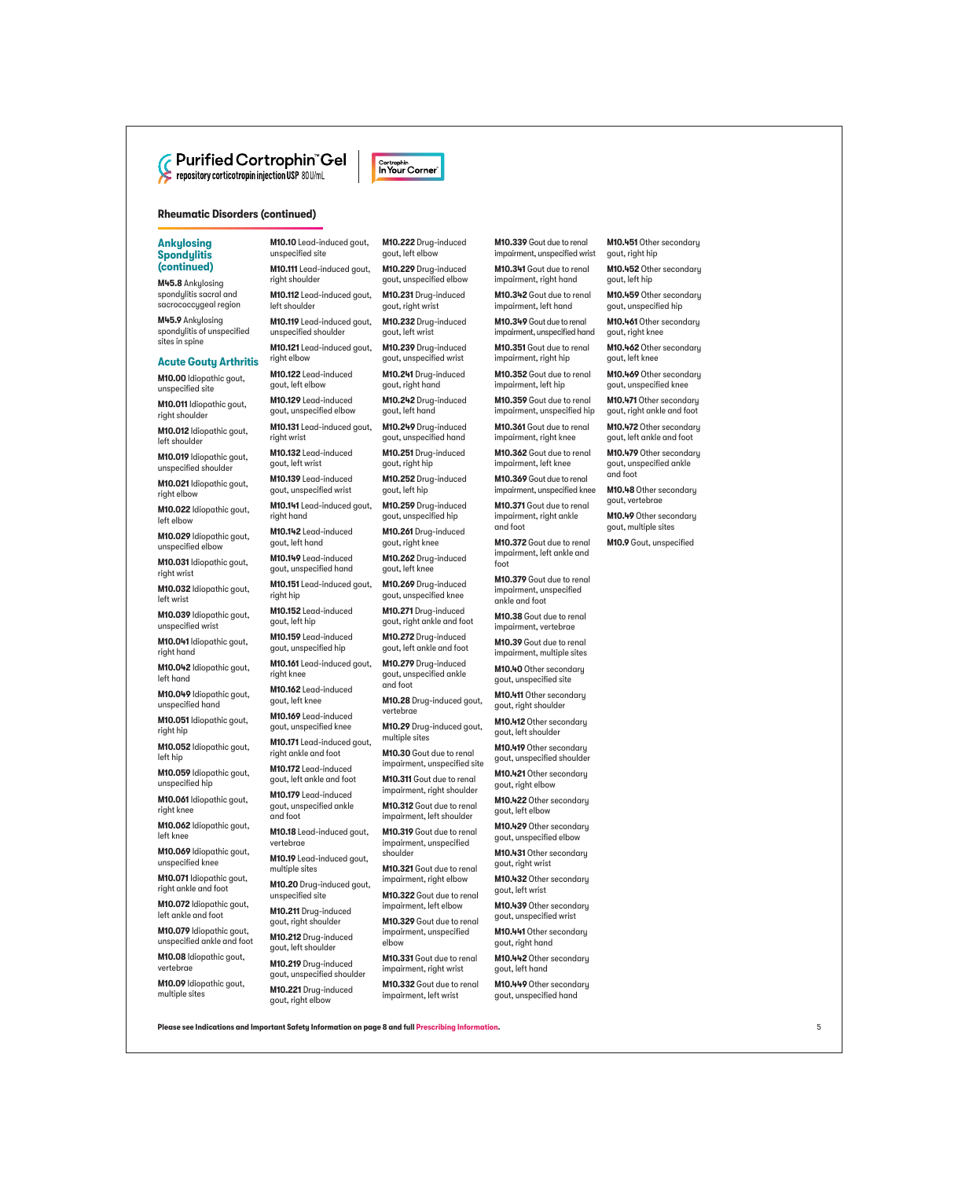Purified Cortrophin™ Gel
repository corticotropin injection USP 80 U/mL

Cortrophin In Your Corner

## Rheumatic Disorders (continued)

### Ankylosing Spondylitis (continued)

**M45.8** Ankylosing spondylitis sacral and sacrococcygeal region

**M45.9** Ankylosing spondylitis of unspecified sites in spine

### Acute Gouty Arthritis

**M10.00** Idiopathic gout, unspecified site

**M10.011** Idiopathic gout, right shoulder

**M10.012** Idiopathic gout, left shoulder

**M10.019** Idiopathic gout, unspecified shoulder

**M10.021** Idiopathic gout, right elbow

**M10.022** Idiopathic gout, left elbow

**M10.029** Idiopathic gout, unspecified elbow

**M10.031** Idiopathic gout, right wrist

**M10.032** Idiopathic gout, left wrist

**M10.039** Idiopathic gout, unspecified wrist

**M10.041** Idiopathic gout, right hand

**M10.042** Idiopathic gout, left hand

**M10.049** Idiopathic gout, unspecified hand

**M10.051** Idiopathic gout, right hip

**M10.052** Idiopathic gout, left hip

**M10.059** Idiopathic gout, unspecified hip

**M10.061** Idiopathic gout, right knee

**M10.062** Idiopathic gout, left knee

**M10.069** Idiopathic gout, unspecified knee

**M10.071** Idiopathic gout, right ankle and foot

**M10.072** Idiopathic gout, left ankle and foot

**M10.079** Idiopathic gout, unspecified ankle and foot

**M10.08** Idiopathic gout, vertebrae

**M10.09** Idiopathic gout, multiple sites

**M10.10** Lead-induced gout, unspecified site

**M10.111** Lead-induced gout, right shoulder

**M10.112** Lead-induced gout, left shoulder

**M10.119** Lead-induced gout, unspecified shoulder

**M10.121** Lead-induced gout, right elbow

**M10.122** Lead-induced gout, left elbow

**M10.129** Lead-induced gout, unspecified elbow

**M10.131** Lead-induced gout, right wrist

**M10.132** Lead-induced gout, left wrist

**M10.139** Lead-induced gout, unspecified wrist

**M10.141** Lead-induced gout, right hand

**M10.142** Lead-induced gout, left hand

**M10.149** Lead-induced gout, unspecified hand

**M10.151** Lead-induced gout, right hip

**M10.152** Lead-induced gout, left hip

**M10.159** Lead-induced gout, unspecified hip

**M10.161** Lead-induced gout, right knee

**M10.162** Lead-induced gout, left knee

**M10.169** Lead-induced gout, unspecified knee

**M10.171** Lead-induced gout, right ankle and foot

**M10.172** Lead-induced gout, left ankle and foot

**M10.179** Lead-induced gout, unspecified ankle and foot

**M10.18** Lead-induced gout, vertebrae

**M10.19** Lead-induced gout, multiple sites

**M10.20** Drug-induced gout, unspecified site

**M10.211** Drug-induced gout, right shoulder

**M10.212** Drug-induced gout, left shoulder

**M10.219** Drug-induced gout, unspecified shoulder

**M10.221** Drug-induced gout, right elbow

**M10.222** Drug-induced gout, left elbow

**M10.229** Drug-induced gout, unspecified elbow

**M10.231** Drug-induced gout, right wrist

**M10.232** Drug-induced gout, left wrist

**M10.239** Drug-induced gout, unspecified wrist

**M10.241** Drug-induced gout, right hand

**M10.242** Drug-induced gout, left hand

**M10.249** Drug-induced gout, unspecified hand

**M10.251** Drug-induced gout, right hip

**M10.252** Drug-induced gout, left hip

**M10.259** Drug-induced gout, unspecified hip

**M10.261** Drug-induced gout, right knee

**M10.262** Drug-induced gout, left knee

**M10.269** Drug-induced gout, unspecified knee

**M10.271** Drug-induced gout, right ankle and foot

**M10.272** Drug-induced gout, left ankle and foot

**M10.279** Drug-induced gout, unspecified ankle and foot

**M10.28** Drug-induced gout, vertebrae

**M10.29** Drug-induced gout, multiple sites

**M10.30** Gout due to renal impairment, unspecified site

**M10.311** Gout due to renal impairment, right shoulder

**M10.312** Gout due to renal impairment, left shoulder

**M10.319** Gout due to renal impairment, unspecified shoulder

**M10.321** Gout due to renal impairment, right elbow

**M10.322** Gout due to renal impairment, left elbow

**M10.329** Gout due to renal impairment, unspecified elbow

**M10.331** Gout due to renal impairment, right wrist

**M10.332** Gout due to renal impairment, left wrist

**M10.339** Gout due to renal impairment, unspecified wrist

**M10.341** Gout due to renal impairment, right hand

**M10.342** Gout due to renal impairment, left hand

**M10.349** Gout due to renal impairment, unspecified hand

**M10.351** Gout due to renal impairment, right hip

**M10.352** Gout due to renal impairment, left hip

**M10.359** Gout due to renal impairment, unspecified hip

**M10.361** Gout due to renal impairment, right knee

**M10.362** Gout due to renal impairment, left knee

**M10.369** Gout due to renal impairment, unspecified knee

**M10.371** Gout due to renal impairment, right ankle and foot

**M10.372** Gout due to renal impairment, left ankle and foot

**M10.379** Gout due to renal impairment, unspecified ankle and foot

**M10.38** Gout due to renal impairment, vertebrae

**M10.39** Gout due to renal impairment, multiple sites

**M10.40** Other secondary gout, unspecified site

**M10.411** Other secondary gout, right shoulder

**M10.412** Other secondary gout, left shoulder

**M10.419** Other secondary gout, unspecified shoulder

**M10.421** Other secondary gout, right elbow

**M10.422** Other secondary gout, left elbow

**M10.429** Other secondary gout, unspecified elbow

**M10.431** Other secondary gout, right wrist

**M10.432** Other secondary gout, left wrist

**M10.439** Other secondary gout, unspecified wrist

**M10.441** Other secondary gout, right hand

**M10.442** Other secondary gout, left hand

**M10.449** Other secondary gout, unspecified hand

**M10.451** Other secondary gout, right hip

**M10.452** Other secondary gout, left hip

**M10.459** Other secondary gout, unspecified hip

**M10.461** Other secondary gout, right knee

**M10.462** Other secondary gout, left knee

**M10.469** Other secondary gout, unspecified knee

**M10.471** Other secondary gout, right ankle and foot

**M10.472** Other secondary gout, left ankle and foot

**M10.479** Other secondary gout, unspecified ankle and foot

**M10.48** Other secondary gout, vertebrae

**M10.49** Other secondary gout, multiple sites

**M10.9** Gout, unspecified

**Please see Indications and Important Safety Information on page 8 and full Prescribing Information.**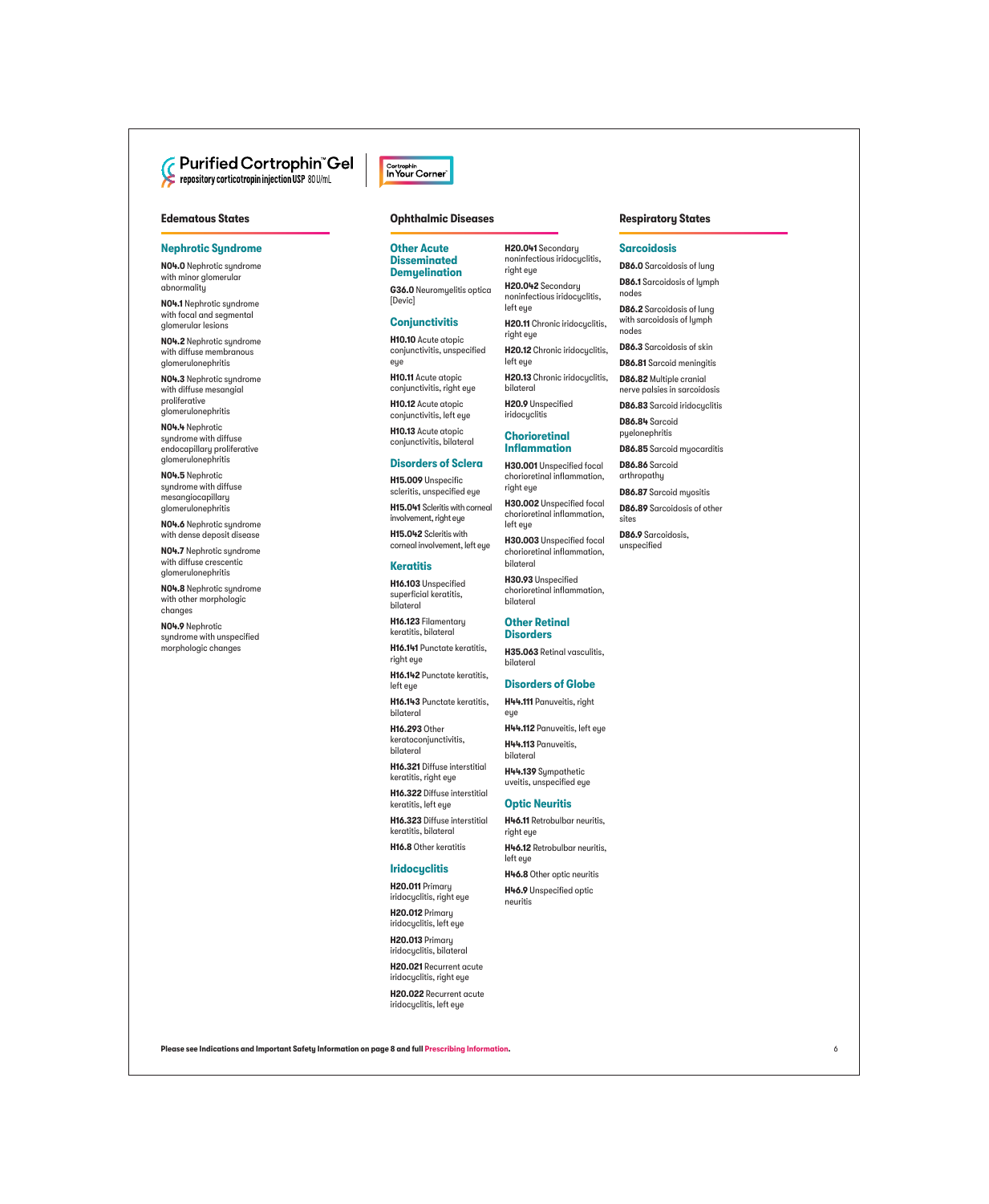Purified Cortrophin™ Gel
repository corticotropin injection USP 80 U/mL

Cortrophin In Your Corner

## Edematous States

### Nephrotic Syndrome

**N04.0** Nephrotic syndrome with minor glomerular abnormality

**N04.1** Nephrotic syndrome with focal and segmental glomerular lesions

**N04.2** Nephrotic syndrome with diffuse membranous glomerulonephritis

**N04.3** Nephrotic syndrome with diffuse mesangial proliferative glomerulonephritis

**N04.4** Nephrotic syndrome with diffuse endocapillary proliferative glomerulonephritis

**N04.5** Nephrotic syndrome with diffuse mesangiocapillary glomerulonephritis

**N04.6** Nephrotic syndrome with dense deposit disease

**N04.7** Nephrotic syndrome with diffuse crescentic glomerulonephritis

**N04.8** Nephrotic syndrome with other morphologic changes

**N04.9** Nephrotic syndrome with unspecified morphologic changes

## Ophthalmic Diseases

### Other Acute Disseminated Demyelination

**G36.0** Neuromyelitis optica [Devic]

### Conjunctivitis

**H10.10** Acute atopic conjunctivitis, unspecified eye

**H10.11** Acute atopic conjunctivitis, right eye

**H10.12** Acute atopic conjunctivitis, left eye

**H10.13** Acute atopic conjunctivitis, bilateral

### Disorders of Sclera

**H15.009** Unspecific scleritis, unspecified eye

**H15.041** Scleritis with corneal involvement, right eye

**H15.042** Scleritis with corneal involvement, left eye

### Keratitis

**H16.103** Unspecified superficial keratitis, bilateral

**H16.123** Filamentary keratitis, bilateral

**H16.141** Punctate keratitis, right eye

**H16.142** Punctate keratitis, left eye

**H16.143** Punctate keratitis, bilateral

**H16.293** Other keratoconjunctivitis, bilateral

**H16.321** Diffuse interstitial keratitis, right eye

**H16.322** Diffuse interstitial keratitis, left eye

**H16.323** Diffuse interstitial keratitis, bilateral

**H16.8** Other keratitis

### Iridocyclitis

**H20.011** Primary iridocyclitis, right eye

**H20.012** Primary iridocyclitis, left eye

**H20.013** Primary iridocyclitis, bilateral

**H20.021** Recurrent acute iridocyclitis, right eye

**H20.022** Recurrent acute iridocyclitis, left eye

**H20.041** Secondary noninfectious iridocyclitis, right eye

**H20.042** Secondary noninfectious iridocyclitis, left eye

**H20.11** Chronic iridocyclitis, right eye

**H20.12** Chronic iridocyclitis, left eye

**H20.13** Chronic iridocyclitis, bilateral

**H20.9** Unspecified iridocyclitis

### Chorioretinal Inflammation

**H30.001** Unspecified focal chorioretinal inflammation, right eye

**H30.002** Unspecified focal chorioretinal inflammation, left eye

**H30.003** Unspecified focal chorioretinal inflammation, bilateral

**H30.93** Unspecified chorioretinal inflammation, bilateral

### Other Retinal Disorders

**H35.063** Retinal vasculitis, bilateral

### Disorders of Globe

**H44.111** Panuveitis, right eye

**H44.112** Panuveitis, left eye

**H44.113** Panuveitis, bilateral

**H44.139** Sympathetic uveitis, unspecified eye

### Optic Neuritis

**H46.11** Retrobulbar neuritis, right eye

**H46.12** Retrobulbar neuritis, left eye

**H46.8** Other optic neuritis

**H46.9** Unspecified optic neuritis

## Respiratory States

### Sarcoidosis

**D86.0** Sarcoidosis of lung

**D86.1** Sarcoidosis of lymph nodes

**D86.2** Sarcoidosis of lung with sarcoidosis of lymph nodes

**D86.3** Sarcoidosis of skin

**D86.81** Sarcoid meningitis

**D86.82** Multiple cranial nerve palsies in sarcoidosis

**D86.83** Sarcoid iridocyclitis

**D86.84** Sarcoid pyelonephritis

**D86.85** Sarcoid myocarditis

**D86.86** Sarcoid arthropathy

**D86.87** Sarcoid myositis

**D86.89** Sarcoidosis of other sites

**D86.9** Sarcoidosis, unspecified

**Please see Indications and Important Safety Information on page 8 and full Prescribing Information.**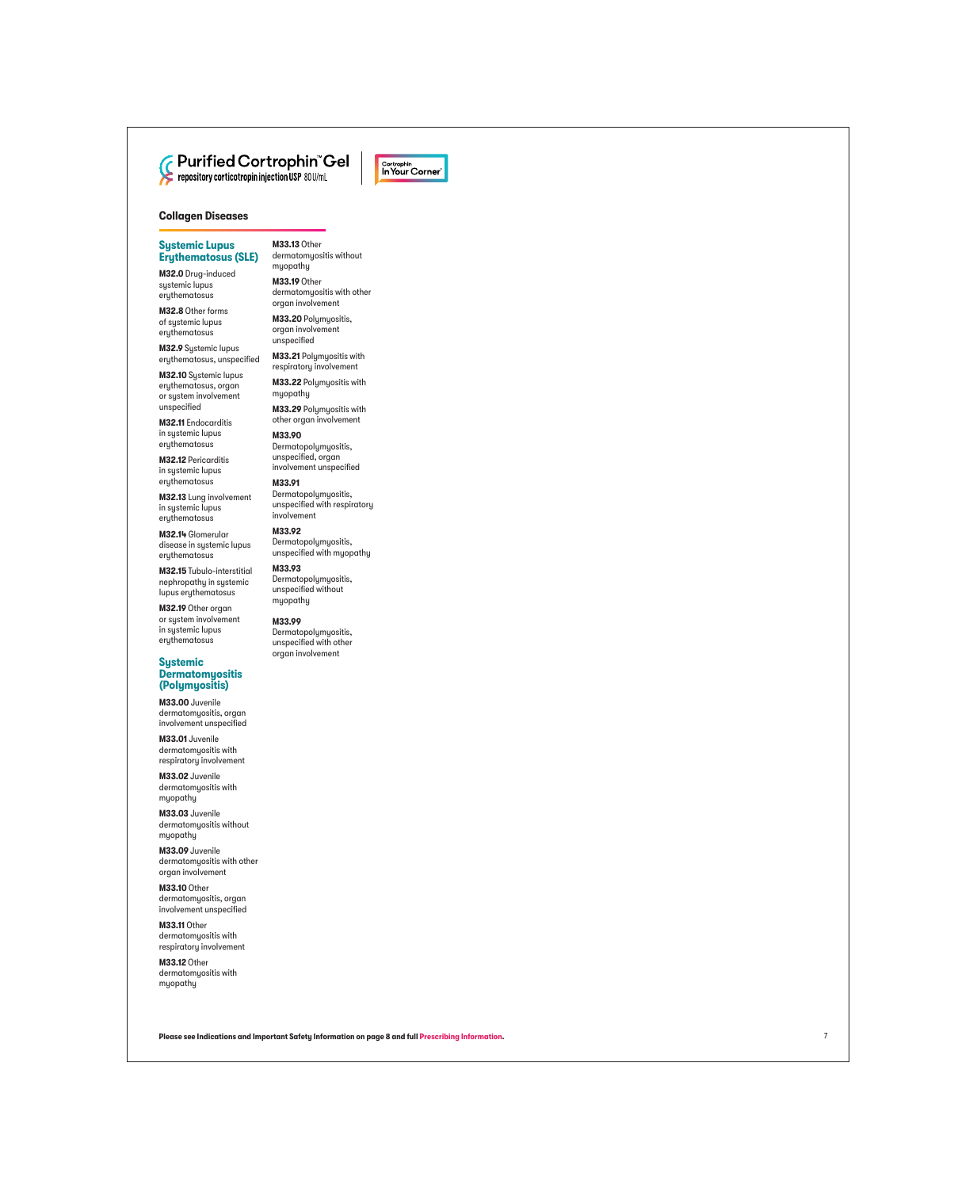## Collagen Diseases

### Systemic Lupus Erythematosus (SLE)

**M32.0** Drug-induced systemic lupus erythematosus

**M32.8** Other forms of systemic lupus erythematosus

**M32.9** Systemic lupus erythematosus, unspecified

**M32.10** Systemic lupus erythematosus, organ or system involvement unspecified

**M32.11** Endocarditis in systemic lupus erythematosus

**M32.12** Pericarditis in systemic lupus erythematosus

**M32.13** Lung involvement in systemic lupus erythematosus

**M32.14** Glomerular disease in systemic lupus erythematosus

**M32.15** Tubulo-interstitial nephropathy in systemic lupus erythematosus

**M32.19** Other organ or system involvement in systemic lupus erythematosus

### Systemic Dermatomyositis (Polymyositis)

**M33.00** Juvenile dermatomyositis, organ involvement unspecified

**M33.01** Juvenile dermatomyositis with respiratory involvement

**M33.02** Juvenile dermatomyositis with myopathy

**M33.03** Juvenile dermatomyositis without myopathy

**M33.09** Juvenile dermatomyositis with other organ involvement

**M33.10** Other dermatomyositis, organ involvement unspecified

**M33.11** Other dermatomyositis with respiratory involvement

**M33.12** Other dermatomyositis with myopathy

**M33.13** Other dermatomyositis without myopathy

**M33.19** Other dermatomyositis with other organ involvement

**M33.20** Polymyositis, organ involvement unspecified

**M33.21** Polymyositis with respiratory involvement

**M33.22** Polymyositis with myopathy

**M33.29** Polymyositis with other organ involvement

**M33.90** Dermatopolymyositis, unspecified, organ involvement unspecified

**M33.91** Dermatopolymyositis, unspecified with respiratory involvement

**M33.92** Dermatopolymyositis, unspecified with myopathy

**M33.93** Dermatopolymyositis, unspecified without myopathy

**M33.99** Dermatopolymyositis, unspecified with other organ involvement

**Please see Indications and Important Safety Information on page 8 and full Prescribing Information.**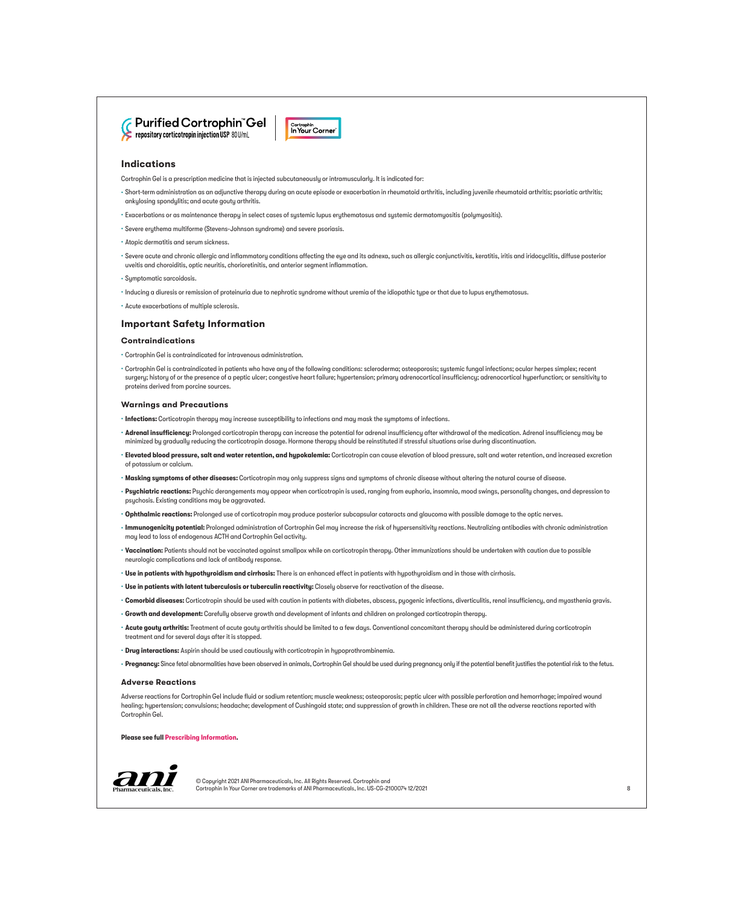**Purified Cortrophin™ Gel**
repository corticotropin injection USP 80 U/mL

Cortrophin In Your Corner®

## Indications

Cortrophin Gel is a prescription medicine that is injected subcutaneously or intramuscularly. It is indicated for:

- Short-term administration as an adjunctive therapy during an acute episode or exacerbation in rheumatoid arthritis, including juvenile rheumatoid arthritis; psoriatic arthritis; ankylosing spondylitis; and acute gouty arthritis.
- Exacerbations or as maintenance therapy in select cases of systemic lupus erythematosus and systemic dermatomyositis (polymyositis).
- Severe erythema multiforme (Stevens-Johnson syndrome) and severe psoriasis.
- Atopic dermatitis and serum sickness.
- Severe acute and chronic allergic and inflammatory conditions affecting the eye and its adnexa, such as allergic conjunctivitis, keratitis, iritis and iridocyclitis, diffuse posterior uveitis and choroiditis, optic neuritis, chorioretinitis, and anterior segment inflammation.
- Symptomatic sarcoidosis.
- Inducing a diuresis or remission of proteinuria due to nephrotic syndrome without uremia of the idiopathic type or that due to lupus erythematosus.
- Acute exacerbations of multiple sclerosis.

## Important Safety Information

### Contraindications

- Cortrophin Gel is contraindicated for intravenous administration.
- Cortrophin Gel is contraindicated in patients who have any of the following conditions: scleroderma; osteoporosis; systemic fungal infections; ocular herpes simplex; recent surgery; history of or the presence of a peptic ulcer; congestive heart failure; hypertension; primary adrenocortical insufficiency; adrenocortical hyperfunction; or sensitivity to proteins derived from porcine sources.

### Warnings and Precautions

- **Infections:** Corticotropin therapy may increase susceptibility to infections and may mask the symptoms of infections.
- **Adrenal insufficiency:** Prolonged corticotropin therapy can increase the potential for adrenal insufficiency after withdrawal of the medication. Adrenal insufficiency may be minimized by gradually reducing the corticotropin dosage. Hormone therapy should be reinstituted if stressful situations arise during discontinuation.
- **Elevated blood pressure, salt and water retention, and hypokalemia:** Corticotropin can cause elevation of blood pressure, salt and water retention, and increased excretion of potassium or calcium.
- **Masking symptoms of other diseases:** Corticotropin may only suppress signs and symptoms of chronic disease without altering the natural course of disease.
- **Psychiatric reactions:** Psychic derangements may appear when corticotropin is used, ranging from euphoria, insomnia, mood swings, personality changes, and depression to psychosis. Existing conditions may be aggravated.
- **Ophthalmic reactions:** Prolonged use of corticotropin may produce posterior subcapsular cataracts and glaucoma with possible damage to the optic nerves.
- **Immunogenicity potential:** Prolonged administration of Cortrophin Gel may increase the risk of hypersensitivity reactions. Neutralizing antibodies with chronic administration may lead to loss of endogenous ACTH and Cortrophin Gel activity.
- **Vaccination:** Patients should not be vaccinated against smallpox while on corticotropin therapy. Other immunizations should be undertaken with caution due to possible neurologic complications and lack of antibody response.
- **Use in patients with hypothyroidism and cirrhosis:** There is an enhanced effect in patients with hypothyroidism and in those with cirrhosis.
- **Use in patients with latent tuberculosis or tuberculin reactivity:** Closely observe for reactivation of the disease.
- **Comorbid diseases:** Corticotropin should be used with caution in patients with diabetes, abscess, pyogenic infections, diverticulitis, renal insufficiency, and myasthenia gravis.
- **Growth and development:** Carefully observe growth and development of infants and children on prolonged corticotropin therapy.
- **Acute gouty arthritis:** Treatment of acute gouty arthritis should be limited to a few days. Conventional concomitant therapy should be administered during corticotropin treatment and for several days after it is stopped.
- **Drug interactions:** Aspirin should be used cautiously with corticotropin in hypoprothrombinemia.
- **Pregnancy:** Since fetal abnormalities have been observed in animals, Cortrophin Gel should be used during pregnancy only if the potential benefit justifies the potential risk to the fetus.

### Adverse Reactions

Adverse reactions for Cortrophin Gel include fluid or sodium retention; muscle weakness; osteoporosis; peptic ulcer with possible perforation and hemorrhage; impaired wound healing; hypertension; convulsions; headache; development of Cushingoid state; and suppression of growth in children. These are not all the adverse reactions reported with Cortrophin Gel.

**Please see full Prescribing Information.**

ani Pharmaceuticals, Inc.

© Copyright 2021 ANI Pharmaceuticals, Inc. All Rights Reserved. Cortrophin and Cortrophin In Your Corner are trademarks of ANI Pharmaceuticals, Inc. US-CG-2100074 12/2021